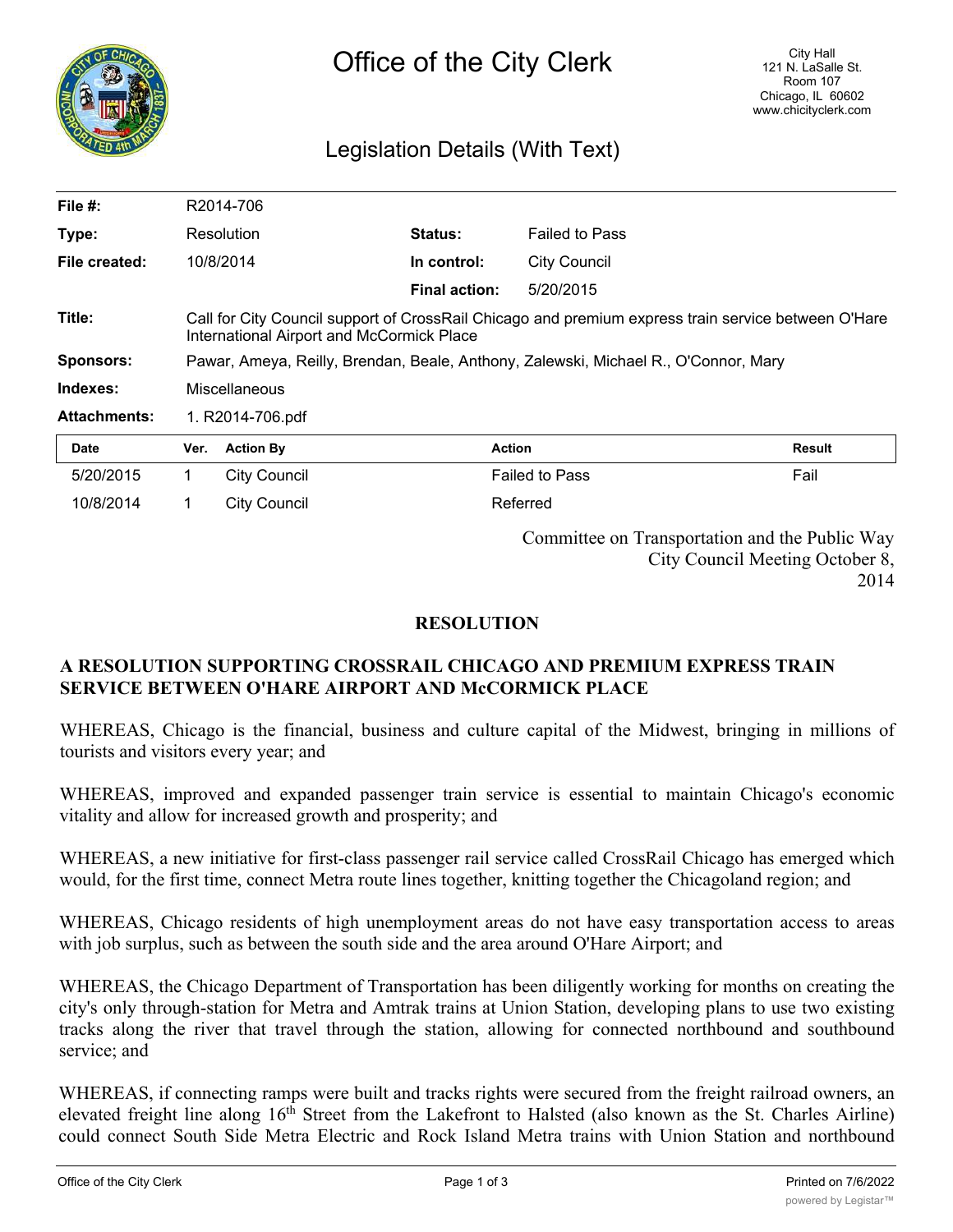# Office of the City Clerk

City Hall
121 N. LaSalle St.
Room 107
Chicago, IL 60602
www.chicityclerk.com

## Legislation Details (With Text)

| | | | |
|---|---|---|---|
| **File #:** | R2014-706 | | |
| **Type:** | Resolution | **Status:** | Failed to Pass |
| **File created:** | 10/8/2014 | **In control:** | City Council |
| | | **Final action:** | 5/20/2015 |
| **Title:** | Call for City Council support of CrossRail Chicago and premium express train service between O'Hare International Airport and McCormick Place | | |
| **Sponsors:** | Pawar, Ameya, Reilly, Brendan, Beale, Anthony, Zalewski, Michael R., O'Connor, Mary | | |
| **Indexes:** | Miscellaneous | | |
| **Attachments:** | 1. R2014-706.pdf | | |

| Date | Ver. | Action By | Action | Result |
|---|---|---|---|---|
| 5/20/2015 | 1 | City Council | Failed to Pass | Fail |
| 10/8/2014 | 1 | City Council | Referred | |

Committee on Transportation and the Public Way
City Council Meeting October 8, 2014

### RESOLUTION

### A RESOLUTION SUPPORTING CROSSRAIL CHICAGO AND PREMIUM EXPRESS TRAIN SERVICE BETWEEN O'HARE AIRPORT AND McCORMICK PLACE

WHEREAS, Chicago is the financial, business and culture capital of the Midwest, bringing in millions of tourists and visitors every year; and

WHEREAS, improved and expanded passenger train service is essential to maintain Chicago's economic vitality and allow for increased growth and prosperity; and

WHEREAS, a new initiative for first-class passenger rail service called CrossRail Chicago has emerged which would, for the first time, connect Metra route lines together, knitting together the Chicagoland region; and

WHEREAS, Chicago residents of high unemployment areas do not have easy transportation access to areas with job surplus, such as between the south side and the area around O'Hare Airport; and

WHEREAS, the Chicago Department of Transportation has been diligently working for months on creating the city's only through-station for Metra and Amtrak trains at Union Station, developing plans to use two existing tracks along the river that travel through the station, allowing for connected northbound and southbound service; and

WHEREAS, if connecting ramps were built and tracks rights were secured from the freight railroad owners, an elevated freight line along 16th Street from the Lakefront to Halsted (also known as the St. Charles Airline) could connect South Side Metra Electric and Rock Island Metra trains with Union Station and northbound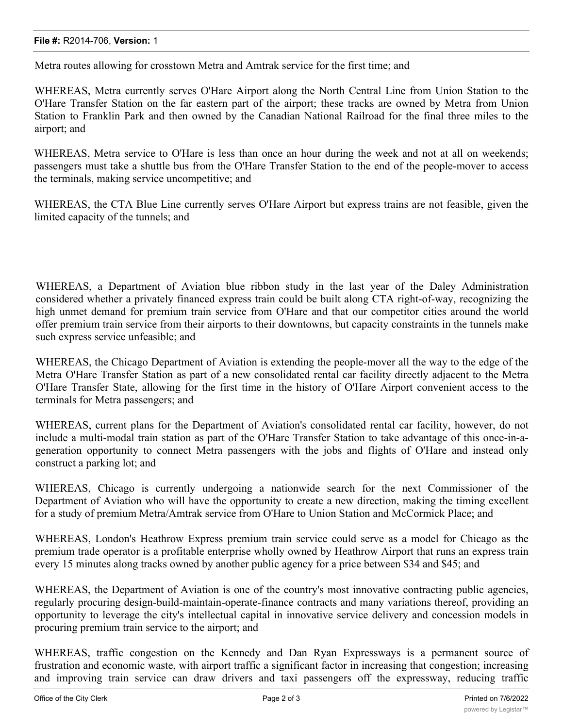Metra routes allowing for crosstown Metra and Amtrak service for the first time; and

WHEREAS, Metra currently serves O'Hare Airport along the North Central Line from Union Station to the O'Hare Transfer Station on the far eastern part of the airport; these tracks are owned by Metra from Union Station to Franklin Park and then owned by the Canadian National Railroad for the final three miles to the airport; and

WHEREAS, Metra service to O'Hare is less than once an hour during the week and not at all on weekends; passengers must take a shuttle bus from the O'Hare Transfer Station to the end of the people-mover to access the terminals, making service uncompetitive; and

WHEREAS, the CTA Blue Line currently serves O'Hare Airport but express trains are not feasible, given the limited capacity of the tunnels; and

WHEREAS, a Department of Aviation blue ribbon study in the last year of the Daley Administration considered whether a privately financed express train could be built along CTA right-of-way, recognizing the high unmet demand for premium train service from O'Hare and that our competitor cities around the world offer premium train service from their airports to their downtowns, but capacity constraints in the tunnels make such express service unfeasible; and

WHEREAS, the Chicago Department of Aviation is extending the people-mover all the way to the edge of the Metra O'Hare Transfer Station as part of a new consolidated rental car facility directly adjacent to the Metra O'Hare Transfer State, allowing for the first time in the history of O'Hare Airport convenient access to the terminals for Metra passengers; and

WHEREAS, current plans for the Department of Aviation's consolidated rental car facility, however, do not include a multi-modal train station as part of the O'Hare Transfer Station to take advantage of this once-in-a-generation opportunity to connect Metra passengers with the jobs and flights of O'Hare and instead only construct a parking lot; and

WHEREAS, Chicago is currently undergoing a nationwide search for the next Commissioner of the Department of Aviation who will have the opportunity to create a new direction, making the timing excellent for a study of premium Metra/Amtrak service from O'Hare to Union Station and McCormick Place; and

WHEREAS, London's Heathrow Express premium train service could serve as a model for Chicago as the premium trade operator is a profitable enterprise wholly owned by Heathrow Airport that runs an express train every 15 minutes along tracks owned by another public agency for a price between $34 and $45; and

WHEREAS, the Department of Aviation is one of the country's most innovative contracting public agencies, regularly procuring design-build-maintain-operate-finance contracts and many variations thereof, providing an opportunity to leverage the city's intellectual capital in innovative service delivery and concession models in procuring premium train service to the airport; and

WHEREAS, traffic congestion on the Kennedy and Dan Ryan Expressways is a permanent source of frustration and economic waste, with airport traffic a significant factor in increasing that congestion; increasing and improving train service can draw drivers and taxi passengers off the expressway, reducing traffic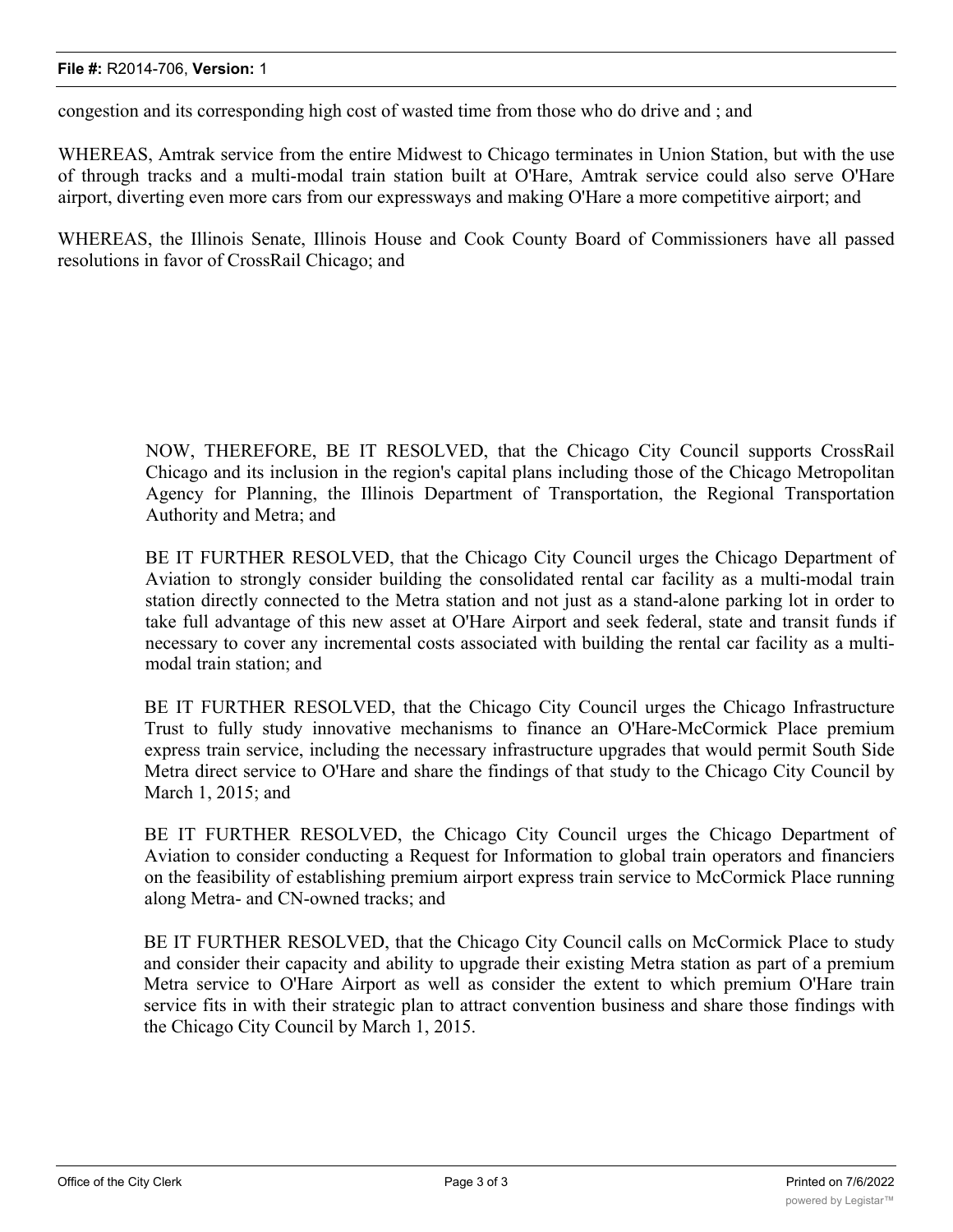congestion and its corresponding high cost of wasted time from those who do drive and ; and

WHEREAS, Amtrak service from the entire Midwest to Chicago terminates in Union Station, but with the use of through tracks and a multi-modal train station built at O'Hare, Amtrak service could also serve O'Hare airport, diverting even more cars from our expressways and making O'Hare a more competitive airport; and

WHEREAS, the Illinois Senate, Illinois House and Cook County Board of Commissioners have all passed resolutions in favor of CrossRail Chicago; and

NOW, THEREFORE, BE IT RESOLVED, that the Chicago City Council supports CrossRail Chicago and its inclusion in the region's capital plans including those of the Chicago Metropolitan Agency for Planning, the Illinois Department of Transportation, the Regional Transportation Authority and Metra; and

BE IT FURTHER RESOLVED, that the Chicago City Council urges the Chicago Department of Aviation to strongly consider building the consolidated rental car facility as a multi-modal train station directly connected to the Metra station and not just as a stand-alone parking lot in order to take full advantage of this new asset at O'Hare Airport and seek federal, state and transit funds if necessary to cover any incremental costs associated with building the rental car facility as a multi-modal train station; and

BE IT FURTHER RESOLVED, that the Chicago City Council urges the Chicago Infrastructure Trust to fully study innovative mechanisms to finance an O'Hare-McCormick Place premium express train service, including the necessary infrastructure upgrades that would permit South Side Metra direct service to O'Hare and share the findings of that study to the Chicago City Council by March 1, 2015; and

BE IT FURTHER RESOLVED, the Chicago City Council urges the Chicago Department of Aviation to consider conducting a Request for Information to global train operators and financiers on the feasibility of establishing premium airport express train service to McCormick Place running along Metra- and CN-owned tracks; and

BE IT FURTHER RESOLVED, that the Chicago City Council calls on McCormick Place to study and consider their capacity and ability to upgrade their existing Metra station as part of a premium Metra service to O'Hare Airport as well as consider the extent to which premium O'Hare train service fits in with their strategic plan to attract convention business and share those findings with the Chicago City Council by March 1, 2015.